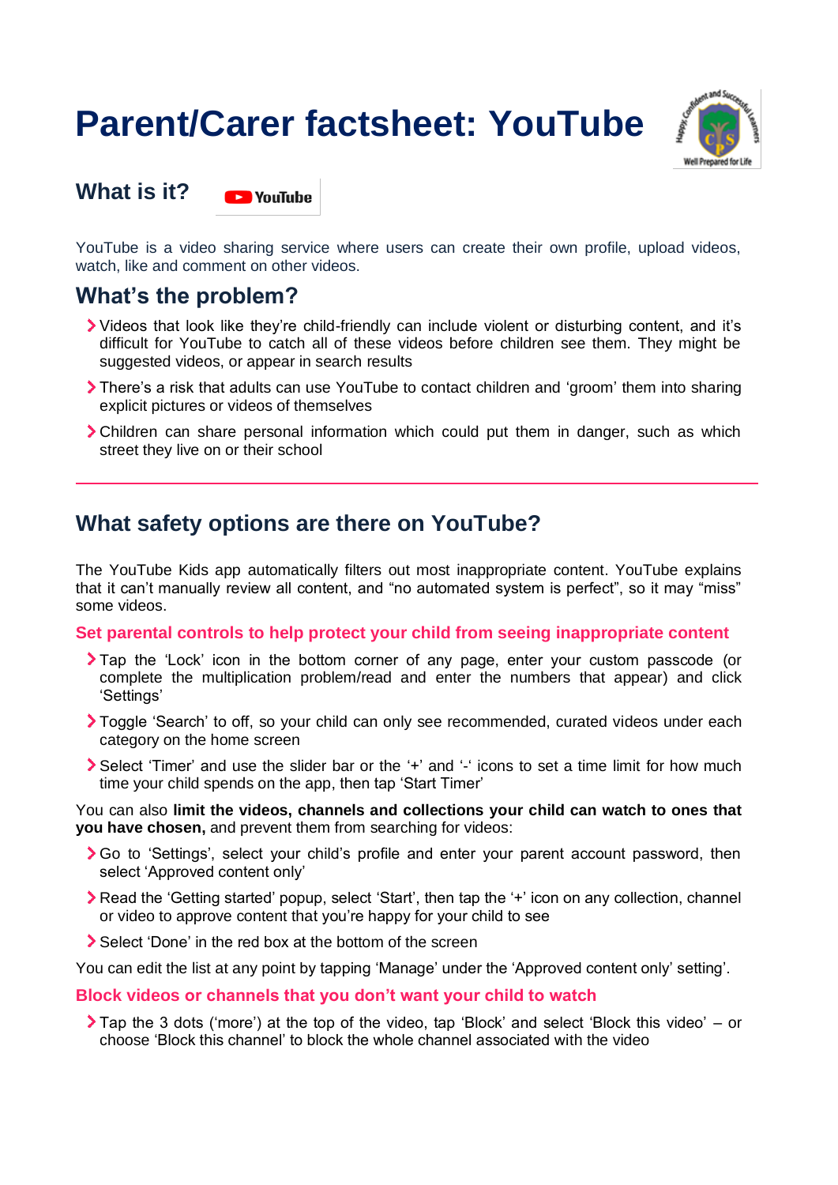# Parent/Carer factsheet: YouTube

## What is it?

YouTube is a video sharing service where users can create their own profile, upload videos, watch, like and comment on other videos.

## What's the problem?

- Videos that look like they're child-friendly can include violent or disturbing content, and it's difficult for YouTube to catch all of these videos before children see them. They might be suggested videos, or appear in search results
- There's a risk that adults can use YouTube to contact children and 'groom' them into sharing explicit pictures or videos of themselves
- Children can share personal information which could put them in danger, such as which street they live on or their school

---

## What safety options are there on YouTube?

The YouTube Kids app automatically filters out most inappropriate content. YouTube explains that it can't manually review all content, and "no automated system is perfect", so it may "miss" some videos.

### Set parental controls to help protect your child from seeing inappropriate content

- Tap the 'Lock' icon in the bottom corner of any page, enter your custom passcode (or complete the multiplication problem/read and enter the numbers that appear) and click 'Settings'
- Toggle 'Search' to off, so your child can only see recommended, curated videos under each category on the home screen
- Select 'Timer' and use the slider bar or the '+' and '-' icons to set a time limit for how much time your child spends on the app, then tap 'Start Timer'

You can also **limit the videos, channels and collections your child can watch to ones that you have chosen,** and prevent them from searching for videos:

- Go to 'Settings', select your child's profile and enter your parent account password, then select 'Approved content only'
- Read the 'Getting started' popup, select 'Start', then tap the '+' icon on any collection, channel or video to approve content that you're happy for your child to see
- Select 'Done' in the red box at the bottom of the screen

You can edit the list at any point by tapping 'Manage' under the 'Approved content only' setting'.

### Block videos or channels that you don't want your child to watch

- Tap the 3 dots ('more') at the top of the video, tap 'Block' and select 'Block this video' – or choose 'Block this channel' to block the whole channel associated with the video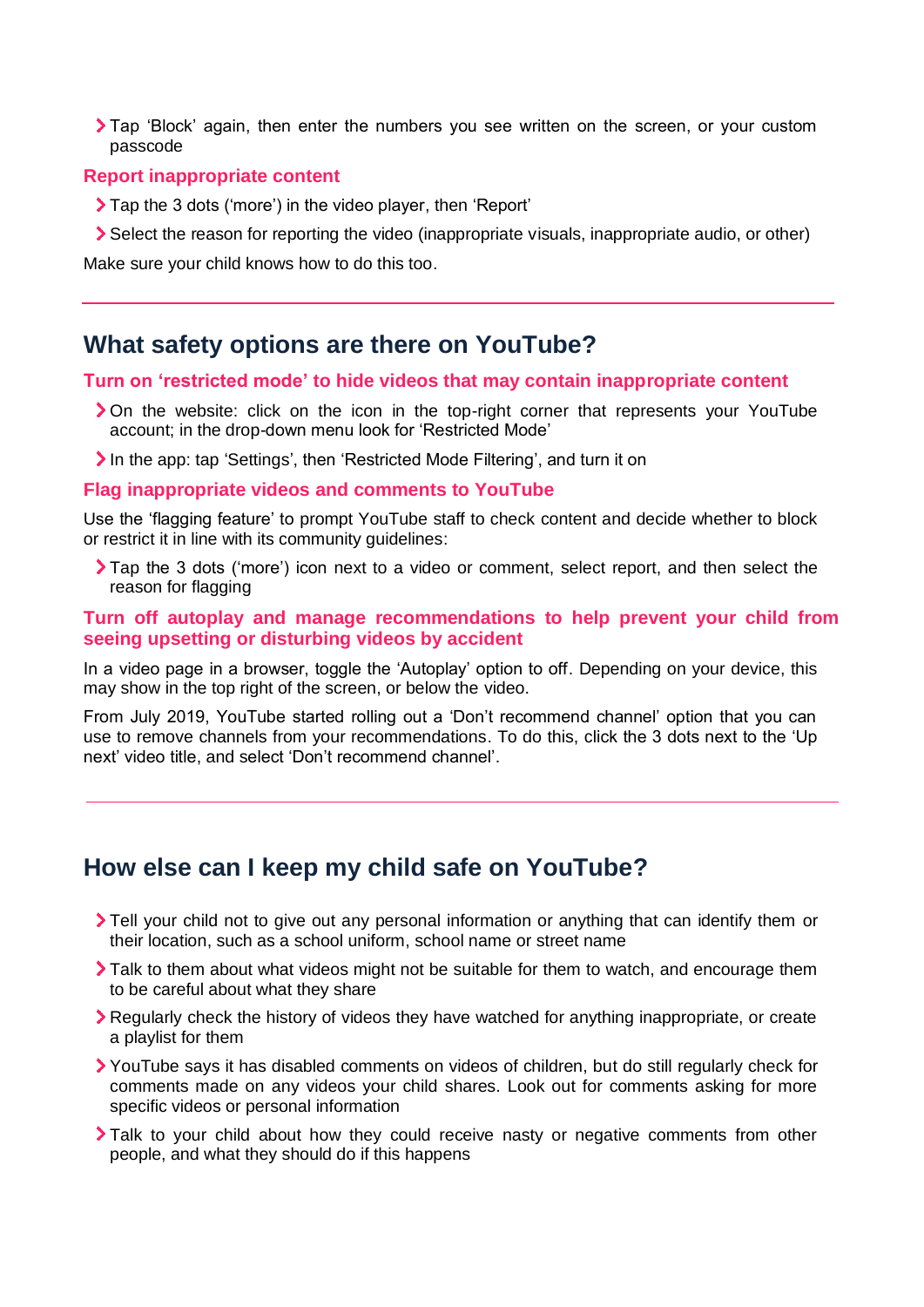- Tap ‘Block’ again, then enter the numbers you see written on the screen, or your custom passcode

### Report inappropriate content

- Tap the 3 dots (‘more’) in the video player, then ‘Report’
- Select the reason for reporting the video (inappropriate visuals, inappropriate audio, or other)

Make sure your child knows how to do this too.

---

## What safety options are there on YouTube?

### Turn on ‘restricted mode’ to hide videos that may contain inappropriate content

- On the website: click on the icon in the top-right corner that represents your YouTube account; in the drop-down menu look for ‘Restricted Mode’
- In the app: tap ‘Settings’, then ‘Restricted Mode Filtering’, and turn it on

### Flag inappropriate videos and comments to YouTube

Use the ‘flagging feature’ to prompt YouTube staff to check content and decide whether to block or restrict it in line with its community guidelines:

- Tap the 3 dots (‘more’) icon next to a video or comment, select report, and then select the reason for flagging

### Turn off autoplay and manage recommendations to help prevent your child from seeing upsetting or disturbing videos by accident

In a video page in a browser, toggle the ‘Autoplay’ option to off. Depending on your device, this may show in the top right of the screen, or below the video.

From July 2019, YouTube started rolling out a ‘Don’t recommend channel’ option that you can use to remove channels from your recommendations. To do this, click the 3 dots next to the ‘Up next’ video title, and select ‘Don’t recommend channel’.

---

## How else can I keep my child safe on YouTube?

- Tell your child not to give out any personal information or anything that can identify them or their location, such as a school uniform, school name or street name
- Talk to them about what videos might not be suitable for them to watch, and encourage them to be careful about what they share
- Regularly check the history of videos they have watched for anything inappropriate, or create a playlist for them
- YouTube says it has disabled comments on videos of children, but do still regularly check for comments made on any videos your child shares. Look out for comments asking for more specific videos or personal information
- Talk to your child about how they could receive nasty or negative comments from other people, and what they should do if this happens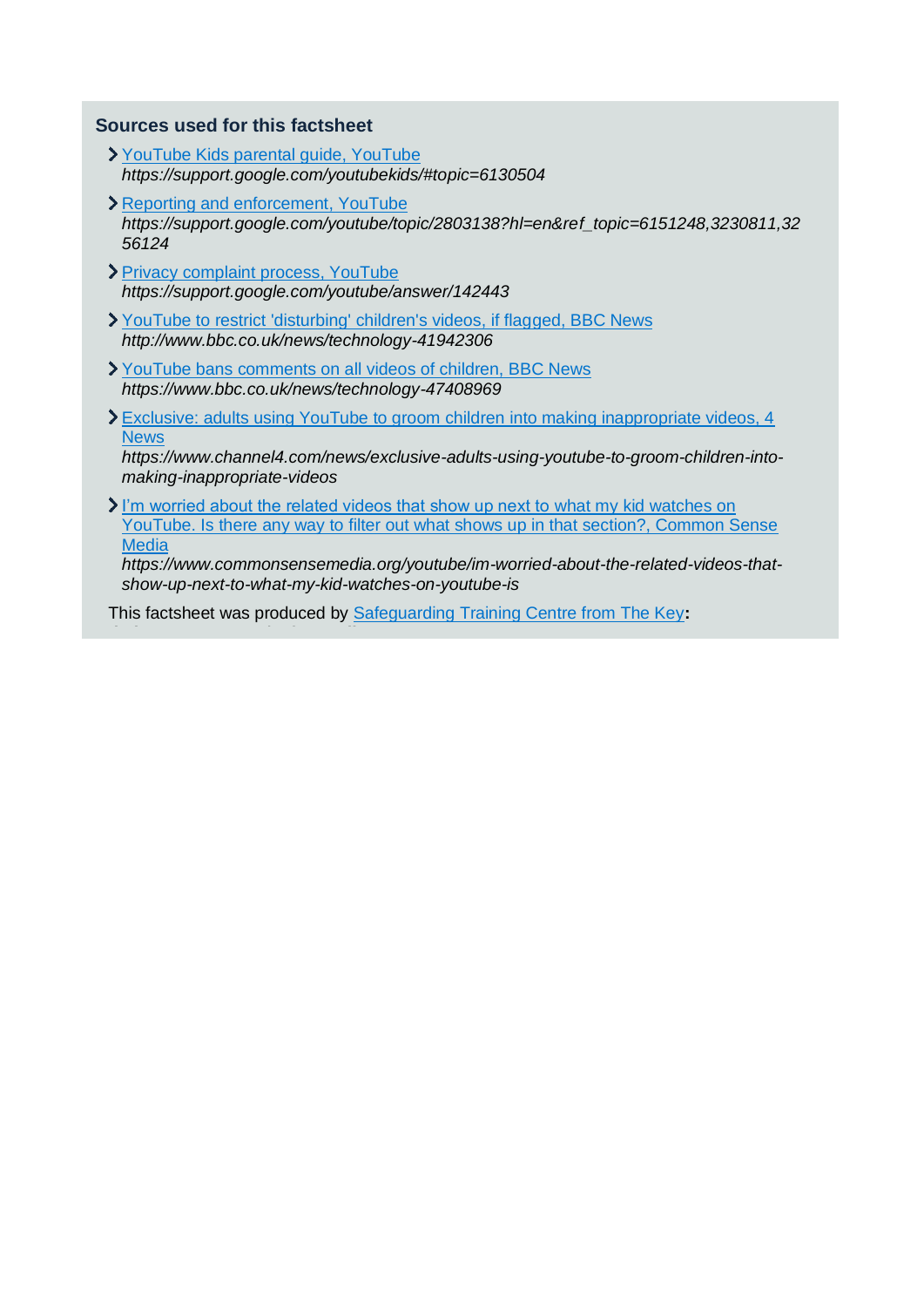### Sources used for this factsheet

- YouTube Kids parental guide, YouTube
  *https://support.google.com/youtubekids/#topic=6130504*
- Reporting and enforcement, YouTube
  *https://support.google.com/youtube/topic/2803138?hl=en&ref_topic=6151248,3230811,3256124*
- Privacy complaint process, YouTube
  *https://support.google.com/youtube/answer/142443*
- YouTube to restrict 'disturbing' children's videos, if flagged, BBC News
  *http://www.bbc.co.uk/news/technology-41942306*
- YouTube bans comments on all videos of children, BBC News
  *https://www.bbc.co.uk/news/technology-47408969*
- Exclusive: adults using YouTube to groom children into making inappropriate videos, 4 News
  *https://www.channel4.com/news/exclusive-adults-using-youtube-to-groom-children-into-making-inappropriate-videos*
- I'm worried about the related videos that show up next to what my kid watches on YouTube. Is there any way to filter out what shows up in that section?, Common Sense Media
  *https://www.commonsensemedia.org/youtube/im-worried-about-the-related-videos-that-show-up-next-to-what-my-kid-watches-on-youtube-is*

This factsheet was produced by Safeguarding Training Centre from The Key**:**